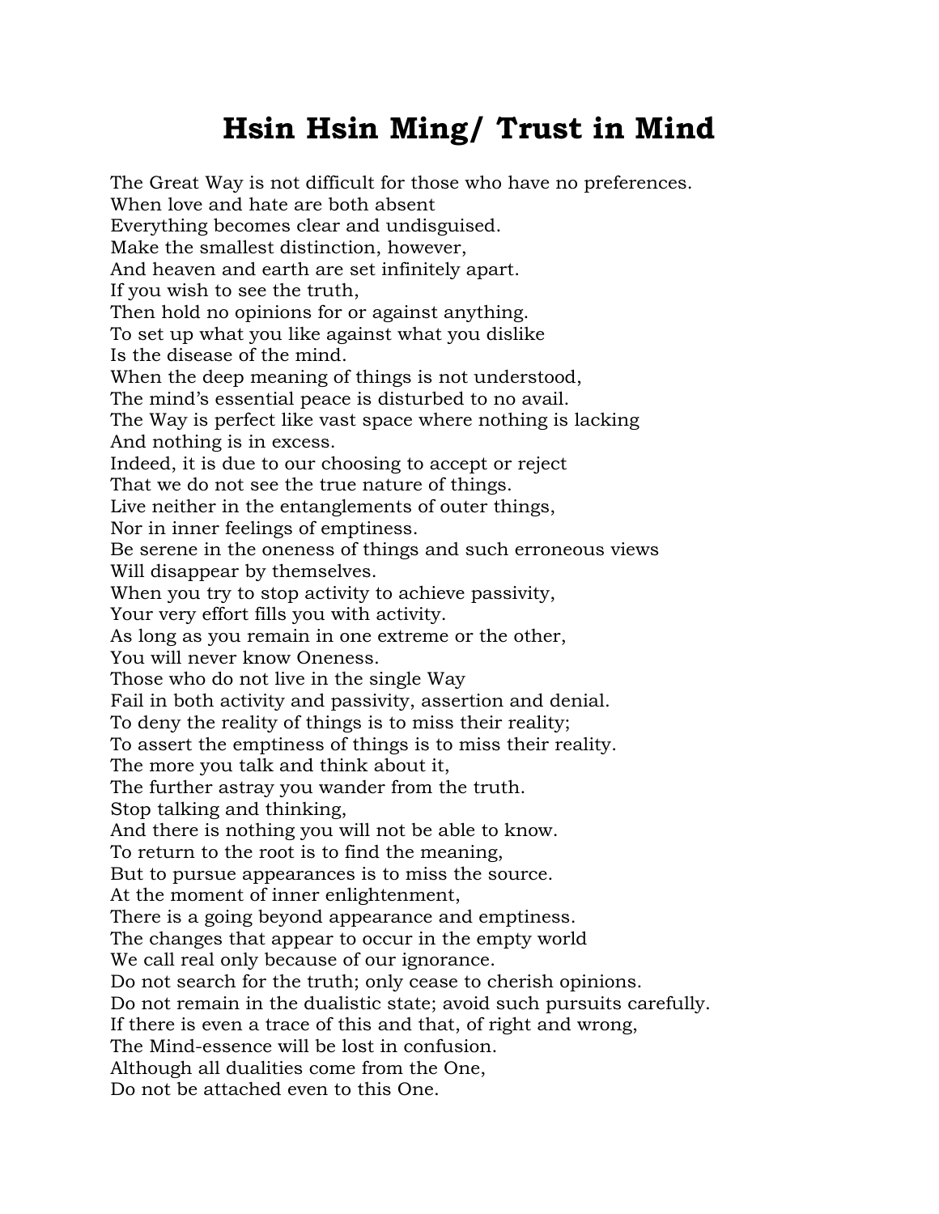# Hsin Hsin Ming/ Trust in Mind

The Great Way is not difficult for those who have no preferences.
When love and hate are both absent
Everything becomes clear and undisguised.
Make the smallest distinction, however,
And heaven and earth are set infinitely apart.
If you wish to see the truth,
Then hold no opinions for or against anything.
To set up what you like against what you dislike
Is the disease of the mind.
When the deep meaning of things is not understood,
The mind's essential peace is disturbed to no avail.
The Way is perfect like vast space where nothing is lacking
And nothing is in excess.
Indeed, it is due to our choosing to accept or reject
That we do not see the true nature of things.
Live neither in the entanglements of outer things,
Nor in inner feelings of emptiness.
Be serene in the oneness of things and such erroneous views
Will disappear by themselves.
When you try to stop activity to achieve passivity,
Your very effort fills you with activity.
As long as you remain in one extreme or the other,
You will never know Oneness.
Those who do not live in the single Way
Fail in both activity and passivity, assertion and denial.
To deny the reality of things is to miss their reality;
To assert the emptiness of things is to miss their reality.
The more you talk and think about it,
The further astray you wander from the truth.
Stop talking and thinking,
And there is nothing you will not be able to know.
To return to the root is to find the meaning,
But to pursue appearances is to miss the source.
At the moment of inner enlightenment,
There is a going beyond appearance and emptiness.
The changes that appear to occur in the empty world
We call real only because of our ignorance.
Do not search for the truth; only cease to cherish opinions.
Do not remain in the dualistic state; avoid such pursuits carefully.
If there is even a trace of this and that, of right and wrong,
The Mind-essence will be lost in confusion.
Although all dualities come from the One,
Do not be attached even to this One.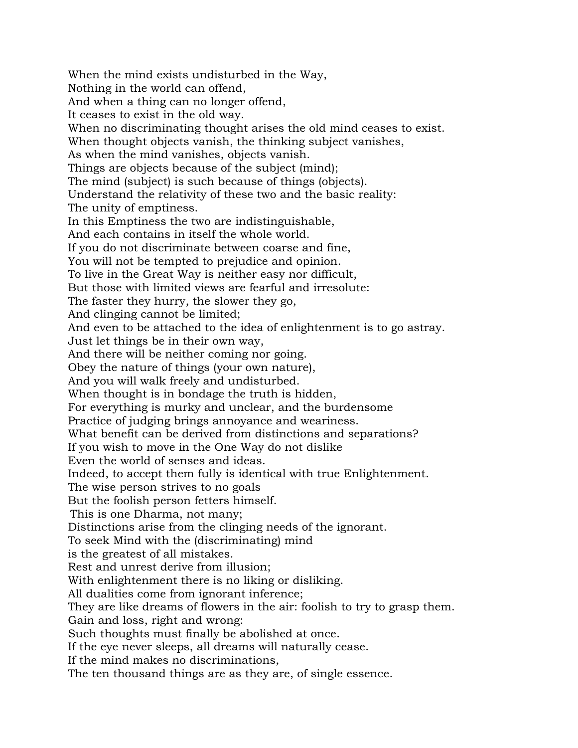When the mind exists undisturbed in the Way,
Nothing in the world can offend,
And when a thing can no longer offend,
It ceases to exist in the old way.
When no discriminating thought arises the old mind ceases to exist.
When thought objects vanish, the thinking subject vanishes,
As when the mind vanishes, objects vanish.
Things are objects because of the subject (mind);
The mind (subject) is such because of things (objects).
Understand the relativity of these two and the basic reality:
The unity of emptiness.
In this Emptiness the two are indistinguishable,
And each contains in itself the whole world.
If you do not discriminate between coarse and fine,
You will not be tempted to prejudice and opinion.
To live in the Great Way is neither easy nor difficult,
But those with limited views are fearful and irresolute:
The faster they hurry, the slower they go,
And clinging cannot be limited;
And even to be attached to the idea of enlightenment is to go astray.
Just let things be in their own way,
And there will be neither coming nor going.
Obey the nature of things (your own nature),
And you will walk freely and undisturbed.
When thought is in bondage the truth is hidden,
For everything is murky and unclear, and the burdensome
Practice of judging brings annoyance and weariness.
What benefit can be derived from distinctions and separations?
If you wish to move in the One Way do not dislike
Even the world of senses and ideas.
Indeed, to accept them fully is identical with true Enlightenment.
The wise person strives to no goals
But the foolish person fetters himself.
This is one Dharma, not many;
Distinctions arise from the clinging needs of the ignorant.
To seek Mind with the (discriminating) mind
is the greatest of all mistakes.
Rest and unrest derive from illusion;
With enlightenment there is no liking or disliking.
All dualities come from ignorant inference;
They are like dreams of flowers in the air: foolish to try to grasp them.
Gain and loss, right and wrong:
Such thoughts must finally be abolished at once.
If the eye never sleeps, all dreams will naturally cease.
If the mind makes no discriminations,
The ten thousand things are as they are, of single essence.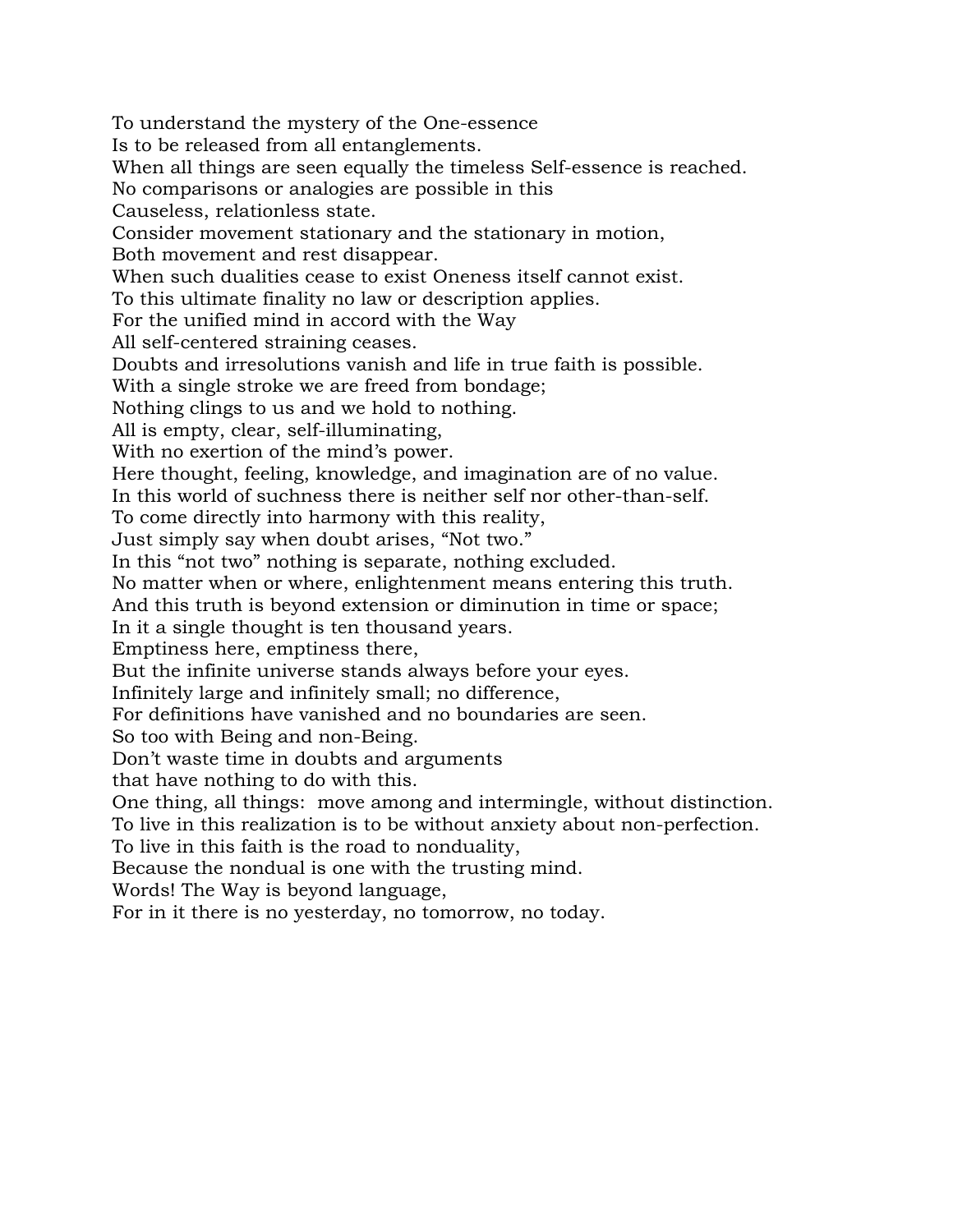To understand the mystery of the One-essence  
Is to be released from all entanglements.  
When all things are seen equally the timeless Self-essence is reached.  
No comparisons or analogies are possible in this  
Causeless, relationless state.  
Consider movement stationary and the stationary in motion,  
Both movement and rest disappear.  
When such dualities cease to exist Oneness itself cannot exist.  
To this ultimate finality no law or description applies.  
For the unified mind in accord with the Way  
All self-centered straining ceases.  
Doubts and irresolutions vanish and life in true faith is possible.  
With a single stroke we are freed from bondage;  
Nothing clings to us and we hold to nothing.  
All is empty, clear, self-illuminating,  
With no exertion of the mind's power.  
Here thought, feeling, knowledge, and imagination are of no value.  
In this world of suchness there is neither self nor other-than-self.  
To come directly into harmony with this reality,  
Just simply say when doubt arises, "Not two."  
In this "not two" nothing is separate, nothing excluded.  
No matter when or where, enlightenment means entering this truth.  
And this truth is beyond extension or diminution in time or space;  
In it a single thought is ten thousand years.  
Emptiness here, emptiness there,  
But the infinite universe stands always before your eyes.  
Infinitely large and infinitely small; no difference,  
For definitions have vanished and no boundaries are seen.  
So too with Being and non-Being.  
Don't waste time in doubts and arguments  
that have nothing to do with this.  
One thing, all things: move among and intermingle, without distinction.  
To live in this realization is to be without anxiety about non-perfection.  
To live in this faith is the road to nonduality,  
Because the nondual is one with the trusting mind.  
Words! The Way is beyond language,  
For in it there is no yesterday, no tomorrow, no today.